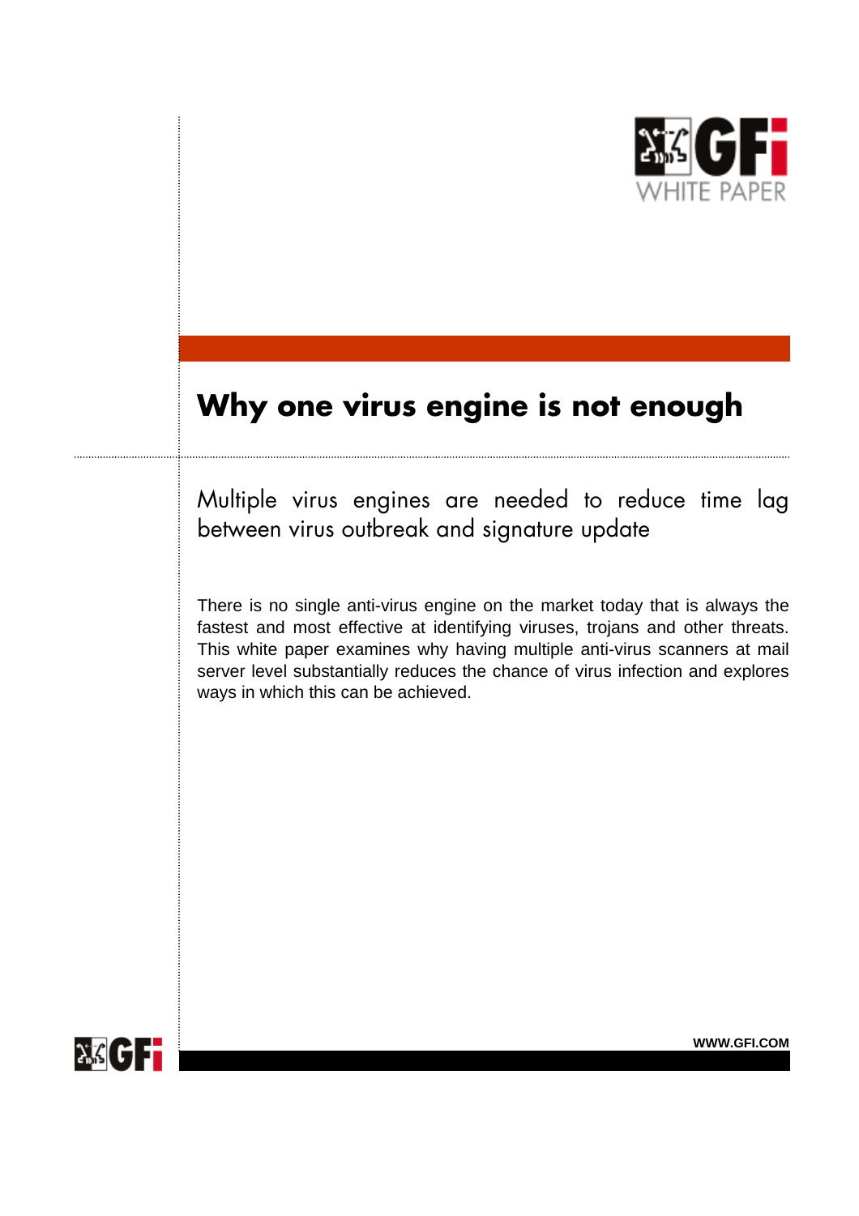GFi WHITE PAPER

# Why one virus engine is not enough

## Multiple virus engines are needed to reduce time lag between virus outbreak and signature update

There is no single anti-virus engine on the market today that is always the fastest and most effective at identifying viruses, trojans and other threats. This white paper examines why having multiple anti-virus scanners at mail server level substantially reduces the chance of virus infection and explores ways in which this can be achieved.

WWW.GFI.COM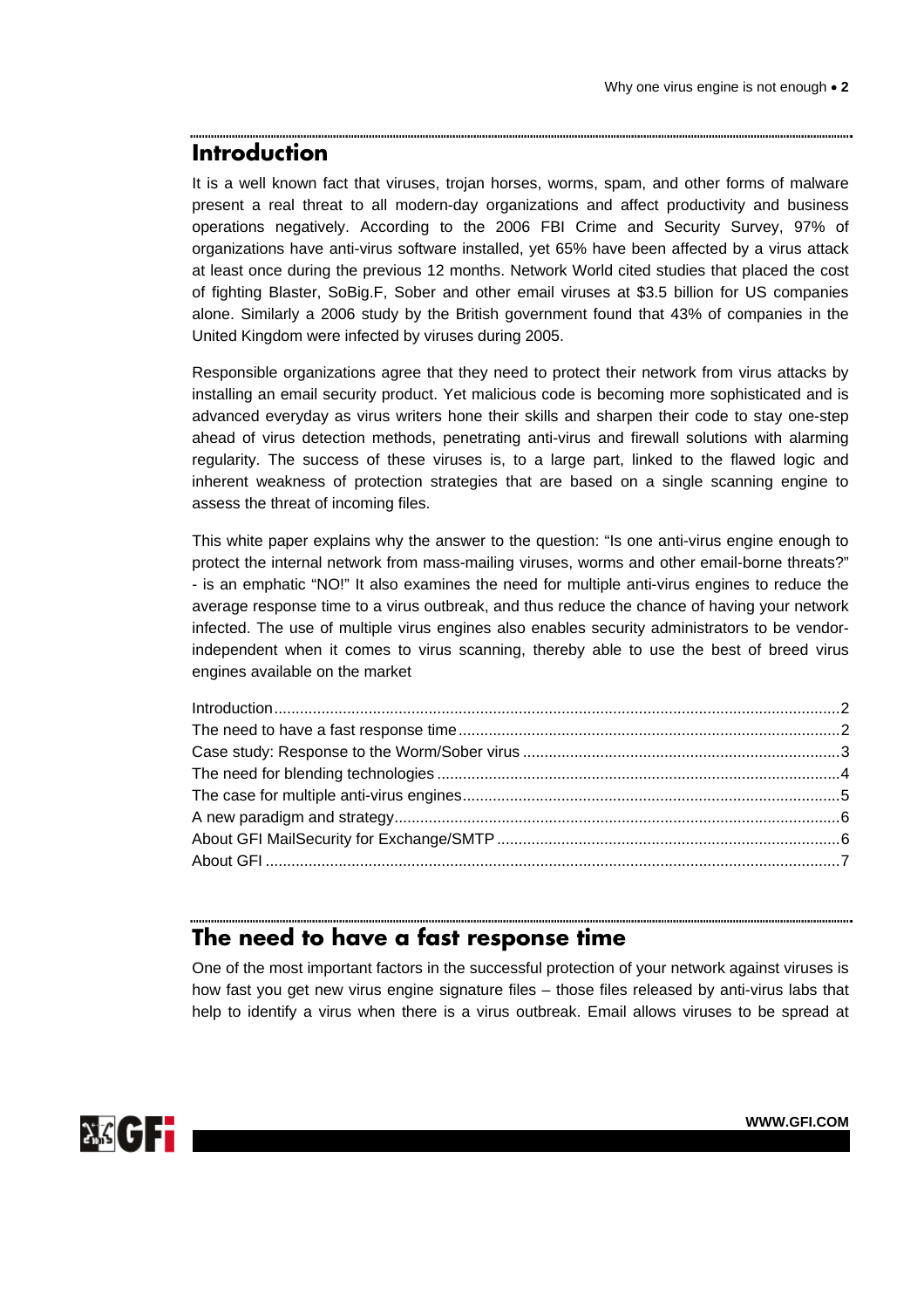## Introduction

It is a well known fact that viruses, trojan horses, worms, spam, and other forms of malware present a real threat to all modern-day organizations and affect productivity and business operations negatively. According to the 2006 FBI Crime and Security Survey, 97% of organizations have anti-virus software installed, yet 65% have been affected by a virus attack at least once during the previous 12 months. Network World cited studies that placed the cost of fighting Blaster, SoBig.F, Sober and other email viruses at $3.5 billion for US companies alone. Similarly a 2006 study by the British government found that 43% of companies in the United Kingdom were infected by viruses during 2005.

Responsible organizations agree that they need to protect their network from virus attacks by installing an email security product. Yet malicious code is becoming more sophisticated and is advanced everyday as virus writers hone their skills and sharpen their code to stay one-step ahead of virus detection methods, penetrating anti-virus and firewall solutions with alarming regularity. The success of these viruses is, to a large part, linked to the flawed logic and inherent weakness of protection strategies that are based on a single scanning engine to assess the threat of incoming files.

This white paper explains why the answer to the question: "Is one anti-virus engine enough to protect the internal network from mass-mailing viruses, worms and other email-borne threats?" - is an emphatic "NO!" It also examines the need for multiple anti-virus engines to reduce the average response time to a virus outbreak, and thus reduce the chance of having your network infected. The use of multiple virus engines also enables security administrators to be vendor-independent when it comes to virus scanning, thereby able to use the best of breed virus engines available on the market

Introduction .......... 2
The need to have a fast response time .......... 2
Case study: Response to the Worm/Sober virus .......... 3
The need for blending technologies .......... 4
The case for multiple anti-virus engines .......... 5
A new paradigm and strategy .......... 6
About GFI MailSecurity for Exchange/SMTP .......... 6
About GFI .......... 7

## The need to have a fast response time

One of the most important factors in the successful protection of your network against viruses is how fast you get new virus engine signature files – those files released by anti-virus labs that help to identify a virus when there is a virus outbreak. Email allows viruses to be spread at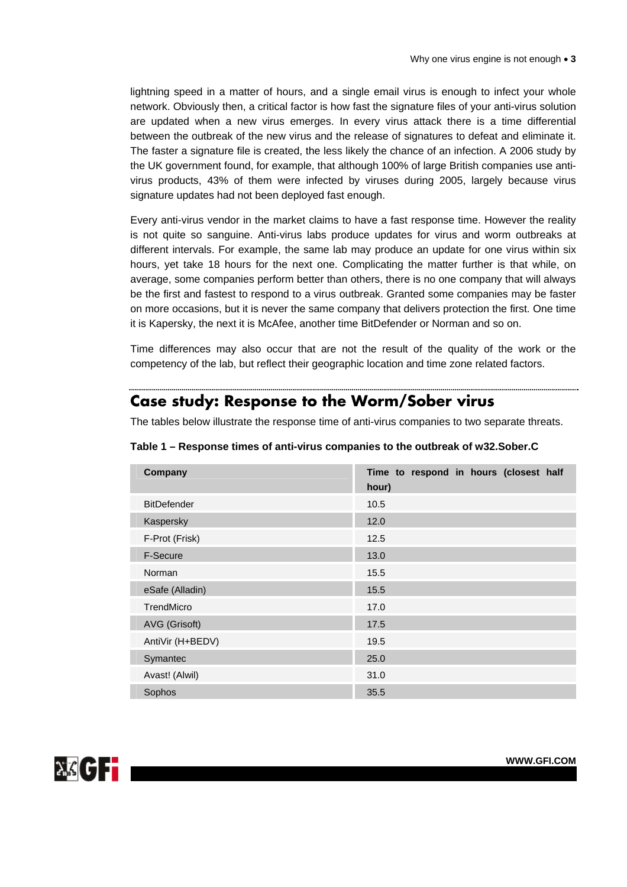lightning speed in a matter of hours, and a single email virus is enough to infect your whole network. Obviously then, a critical factor is how fast the signature files of your anti-virus solution are updated when a new virus emerges. In every virus attack there is a time differential between the outbreak of the new virus and the release of signatures to defeat and eliminate it. The faster a signature file is created, the less likely the chance of an infection. A 2006 study by the UK government found, for example, that although 100% of large British companies use anti-virus products, 43% of them were infected by viruses during 2005, largely because virus signature updates had not been deployed fast enough.

Every anti-virus vendor in the market claims to have a fast response time. However the reality is not quite so sanguine. Anti-virus labs produce updates for virus and worm outbreaks at different intervals. For example, the same lab may produce an update for one virus within six hours, yet take 18 hours for the next one. Complicating the matter further is that while, on average, some companies perform better than others, there is no one company that will always be the first and fastest to respond to a virus outbreak. Granted some companies may be faster on more occasions, but it is never the same company that delivers protection the first. One time it is Kapersky, the next it is McAfee, another time BitDefender or Norman and so on.

Time differences may also occur that are not the result of the quality of the work or the competency of the lab, but reflect their geographic location and time zone related factors.

## Case study: Response to the Worm/Sober virus

The tables below illustrate the response time of anti-virus companies to two separate threats.

**Table 1 – Response times of anti-virus companies to the outbreak of w32.Sober.C**

| Company | Time to respond in hours (closest half hour) |
|---|---|
| BitDefender | 10.5 |
| Kaspersky | 12.0 |
| F-Prot (Frisk) | 12.5 |
| F-Secure | 13.0 |
| Norman | 15.5 |
| eSafe (Alladin) | 15.5 |
| TrendMicro | 17.0 |
| AVG (Grisoft) | 17.5 |
| AntiVir (H+BEDV) | 19.5 |
| Symantec | 25.0 |
| Avast! (Alwil) | 31.0 |
| Sophos | 35.5 |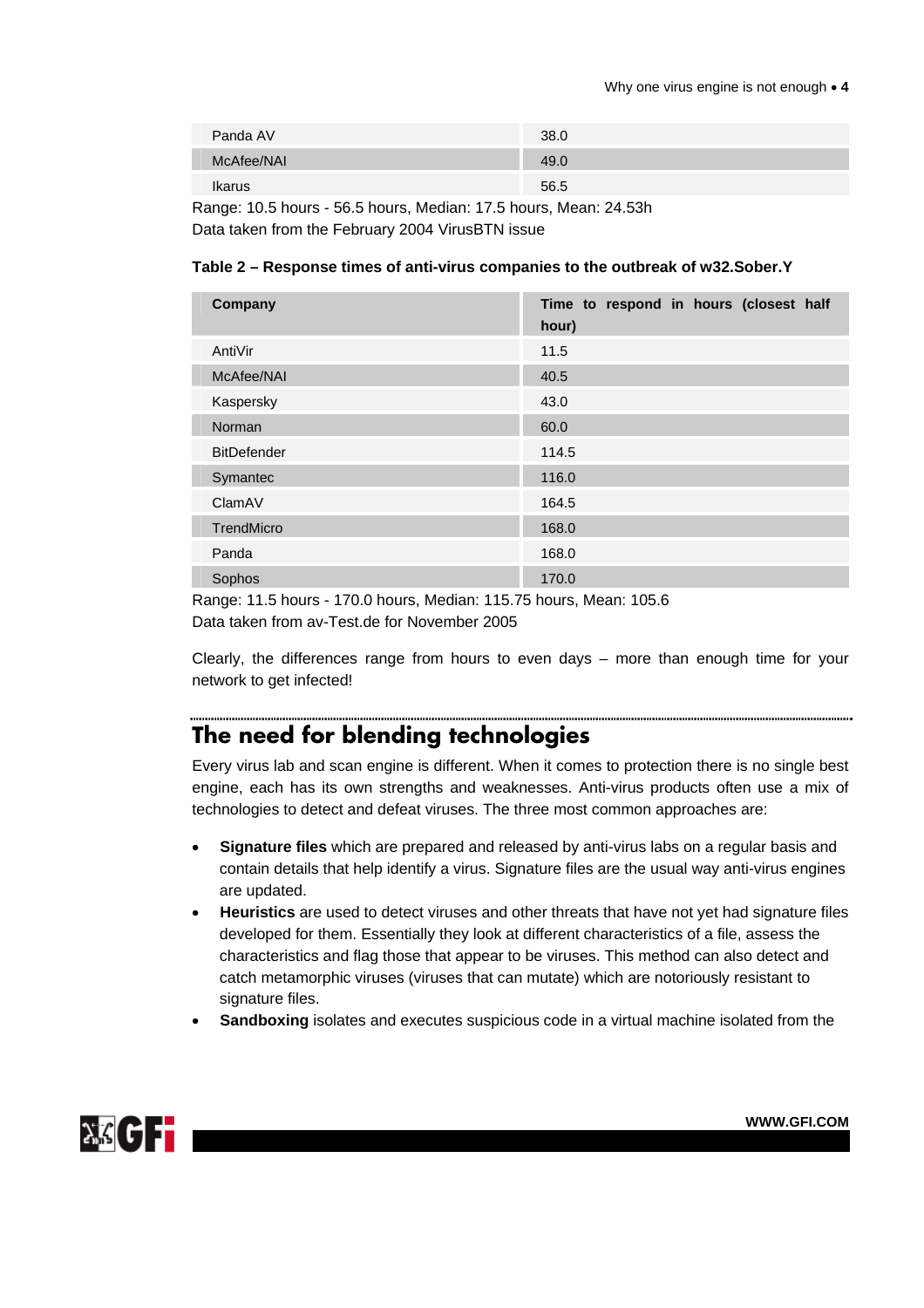| | |
|---|---|
| Panda AV | 38.0 |
| McAfee/NAI | 49.0 |
| Ikarus | 56.5 |

Range: 10.5 hours - 56.5 hours, Median: 17.5 hours, Mean: 24.53h
Data taken from the February 2004 VirusBTN issue

**Table 2 – Response times of anti-virus companies to the outbreak of w32.Sober.Y**

| Company | Time to respond in hours (closest half hour) |
|---|---|
| AntiVir | 11.5 |
| McAfee/NAI | 40.5 |
| Kaspersky | 43.0 |
| Norman | 60.0 |
| BitDefender | 114.5 |
| Symantec | 116.0 |
| ClamAV | 164.5 |
| TrendMicro | 168.0 |
| Panda | 168.0 |
| Sophos | 170.0 |

Range: 11.5 hours - 170.0 hours, Median: 115.75 hours, Mean: 105.6
Data taken from av-Test.de for November 2005

Clearly, the differences range from hours to even days – more than enough time for your network to get infected!

## The need for blending technologies

Every virus lab and scan engine is different. When it comes to protection there is no single best engine, each has its own strengths and weaknesses. Anti-virus products often use a mix of technologies to detect and defeat viruses. The three most common approaches are:

- **Signature files** which are prepared and released by anti-virus labs on a regular basis and contain details that help identify a virus. Signature files are the usual way anti-virus engines are updated.
- **Heuristics** are used to detect viruses and other threats that have not yet had signature files developed for them. Essentially they look at different characteristics of a file, assess the characteristics and flag those that appear to be viruses. This method can also detect and catch metamorphic viruses (viruses that can mutate) which are notoriously resistant to signature files.
- **Sandboxing** isolates and executes suspicious code in a virtual machine isolated from the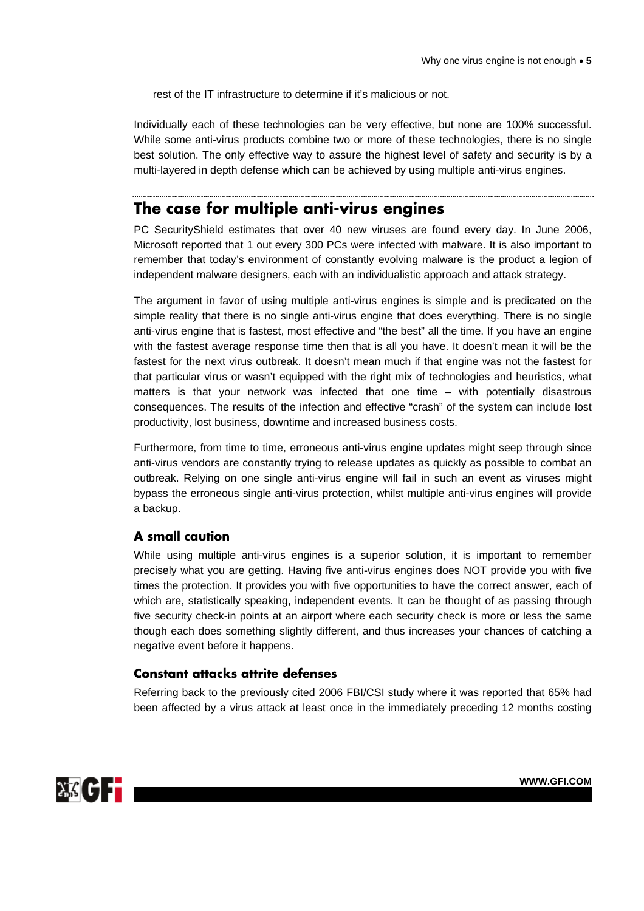rest of the IT infrastructure to determine if it's malicious or not.

Individually each of these technologies can be very effective, but none are 100% successful. While some anti-virus products combine two or more of these technologies, there is no single best solution. The only effective way to assure the highest level of safety and security is by a multi-layered in depth defense which can be achieved by using multiple anti-virus engines.

## The case for multiple anti-virus engines

PC SecurityShield estimates that over 40 new viruses are found every day. In June 2006, Microsoft reported that 1 out every 300 PCs were infected with malware. It is also important to remember that today's environment of constantly evolving malware is the product a legion of independent malware designers, each with an individualistic approach and attack strategy.

The argument in favor of using multiple anti-virus engines is simple and is predicated on the simple reality that there is no single anti-virus engine that does everything. There is no single anti-virus engine that is fastest, most effective and "the best" all the time. If you have an engine with the fastest average response time then that is all you have. It doesn't mean it will be the fastest for the next virus outbreak. It doesn't mean much if that engine was not the fastest for that particular virus or wasn't equipped with the right mix of technologies and heuristics, what matters is that your network was infected that one time – with potentially disastrous consequences. The results of the infection and effective "crash" of the system can include lost productivity, lost business, downtime and increased business costs.

Furthermore, from time to time, erroneous anti-virus engine updates might seep through since anti-virus vendors are constantly trying to release updates as quickly as possible to combat an outbreak. Relying on one single anti-virus engine will fail in such an event as viruses might bypass the erroneous single anti-virus protection, whilst multiple anti-virus engines will provide a backup.

### A small caution

While using multiple anti-virus engines is a superior solution, it is important to remember precisely what you are getting. Having five anti-virus engines does NOT provide you with five times the protection. It provides you with five opportunities to have the correct answer, each of which are, statistically speaking, independent events. It can be thought of as passing through five security check-in points at an airport where each security check is more or less the same though each does something slightly different, and thus increases your chances of catching a negative event before it happens.

### Constant attacks attrite defenses

Referring back to the previously cited 2006 FBI/CSI study where it was reported that 65% had been affected by a virus attack at least once in the immediately preceding 12 months costing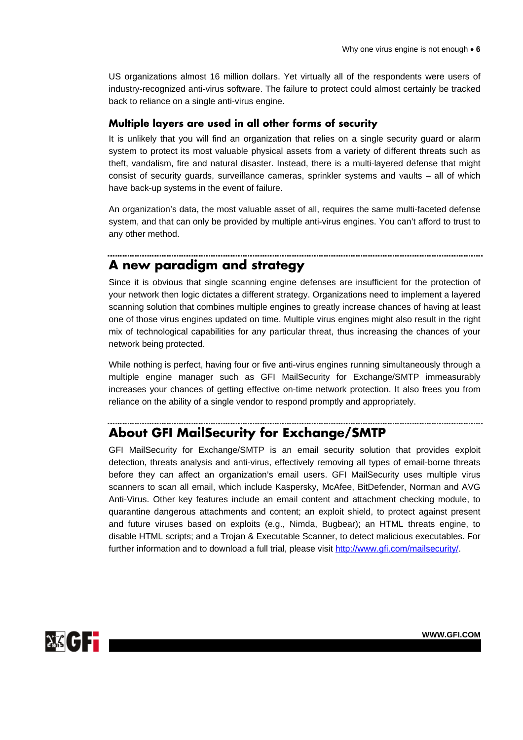US organizations almost 16 million dollars. Yet virtually all of the respondents were users of industry-recognized anti-virus software. The failure to protect could almost certainly be tracked back to reliance on a single anti-virus engine.

### Multiple layers are used in all other forms of security

It is unlikely that you will find an organization that relies on a single security guard or alarm system to protect its most valuable physical assets from a variety of different threats such as theft, vandalism, fire and natural disaster. Instead, there is a multi-layered defense that might consist of security guards, surveillance cameras, sprinkler systems and vaults – all of which have back-up systems in the event of failure.

An organization's data, the most valuable asset of all, requires the same multi-faceted defense system, and that can only be provided by multiple anti-virus engines. You can't afford to trust to any other method.

## A new paradigm and strategy

Since it is obvious that single scanning engine defenses are insufficient for the protection of your network then logic dictates a different strategy. Organizations need to implement a layered scanning solution that combines multiple engines to greatly increase chances of having at least one of those virus engines updated on time. Multiple virus engines might also result in the right mix of technological capabilities for any particular threat, thus increasing the chances of your network being protected.

While nothing is perfect, having four or five anti-virus engines running simultaneously through a multiple engine manager such as GFI MailSecurity for Exchange/SMTP immeasurably increases your chances of getting effective on-time network protection. It also frees you from reliance on the ability of a single vendor to respond promptly and appropriately.

## About GFI MailSecurity for Exchange/SMTP

GFI MailSecurity for Exchange/SMTP is an email security solution that provides exploit detection, threats analysis and anti-virus, effectively removing all types of email-borne threats before they can affect an organization's email users. GFI MailSecurity uses multiple virus scanners to scan all email, which include Kaspersky, McAfee, BitDefender, Norman and AVG Anti-Virus. Other key features include an email content and attachment checking module, to quarantine dangerous attachments and content; an exploit shield, to protect against present and future viruses based on exploits (e.g., Nimda, Bugbear); an HTML threats engine, to disable HTML scripts; and a Trojan & Executable Scanner, to detect malicious executables. For further information and to download a full trial, please visit [http://www.gfi.com/mailsecurity/](http://www.gfi.com/mailsecurity/).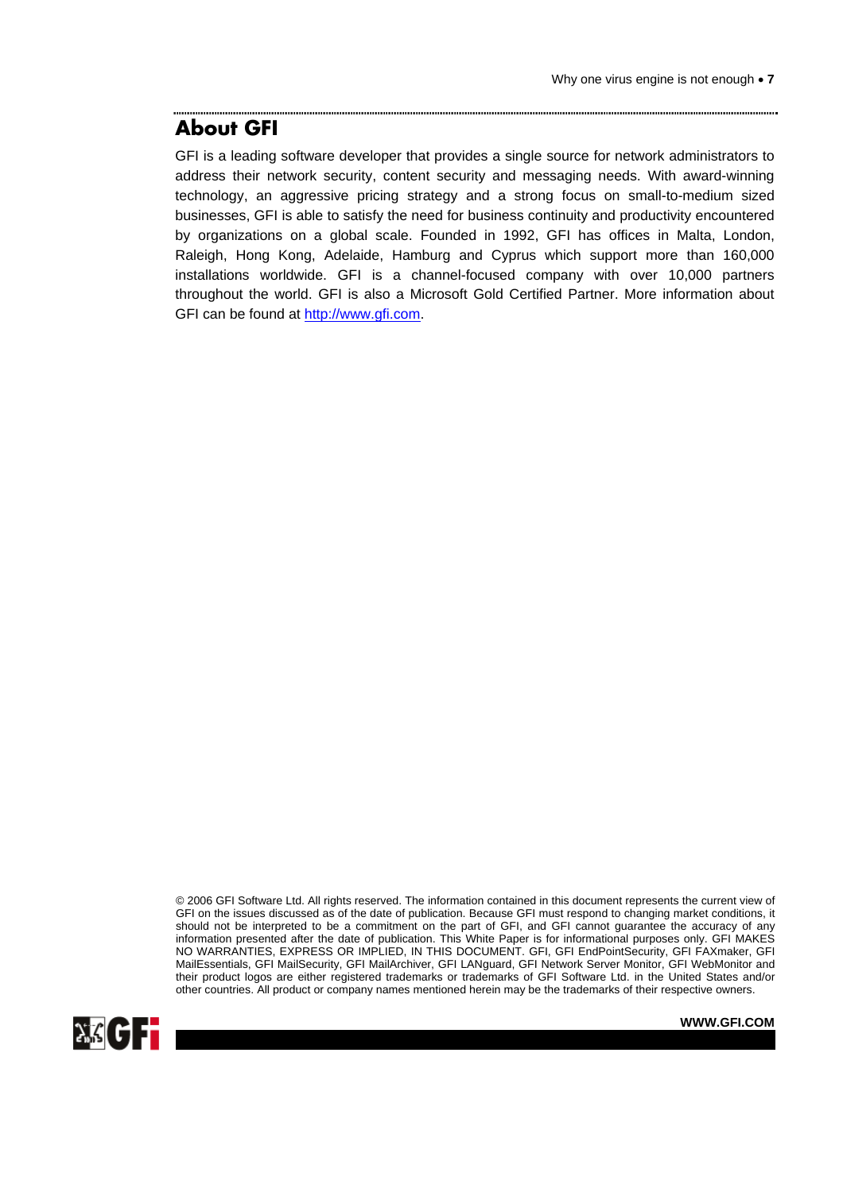## About GFI

GFI is a leading software developer that provides a single source for network administrators to address their network security, content security and messaging needs. With award-winning technology, an aggressive pricing strategy and a strong focus on small-to-medium sized businesses, GFI is able to satisfy the need for business continuity and productivity encountered by organizations on a global scale. Founded in 1992, GFI has offices in Malta, London, Raleigh, Hong Kong, Adelaide, Hamburg and Cyprus which support more than 160,000 installations worldwide. GFI is a channel-focused company with over 10,000 partners throughout the world. GFI is also a Microsoft Gold Certified Partner. More information about GFI can be found at [http://www.gfi.com](http://www.gfi.com).

© 2006 GFI Software Ltd. All rights reserved. The information contained in this document represents the current view of GFI on the issues discussed as of the date of publication. Because GFI must respond to changing market conditions, it should not be interpreted to be a commitment on the part of GFI, and GFI cannot guarantee the accuracy of any information presented after the date of publication. This White Paper is for informational purposes only. GFI MAKES NO WARRANTIES, EXPRESS OR IMPLIED, IN THIS DOCUMENT. GFI, GFI EndPointSecurity, GFI FAXmaker, GFI MailEssentials, GFI MailSecurity, GFI MailArchiver, GFI LANguard, GFI Network Server Monitor, GFI WebMonitor and their product logos are either registered trademarks or trademarks of GFI Software Ltd. in the United States and/or other countries. All product or company names mentioned herein may be the trademarks of their respective owners.

**WWW.GFI.COM**